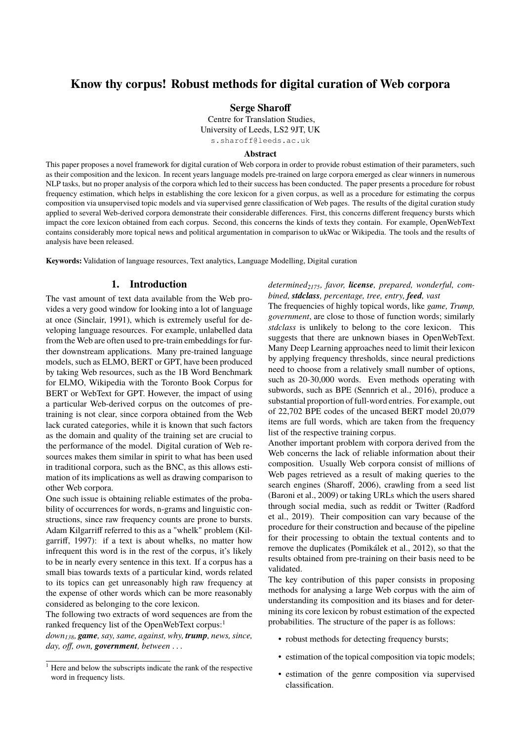# Know thy corpus! Robust methods for digital curation of Web corpora

**Serge Sharoff**

Centre for Translation Studies,
University of Leeds, LS2 9JT, UK
s.sharoff@leeds.ac.uk

### Abstract

This paper proposes a novel framework for digital curation of Web corpora in order to provide robust estimation of their parameters, such as their composition and the lexicon. In recent years language models pre-trained on large corpora emerged as clear winners in numerous NLP tasks, but no proper analysis of the corpora which led to their success has been conducted. The paper presents a procedure for robust frequency estimation, which helps in establishing the core lexicon for a given corpus, as well as a procedure for estimating the corpus composition via unsupervised topic models and via supervised genre classification of Web pages. The results of the digital curation study applied to several Web-derived corpora demonstrate their considerable differences. First, this concerns different frequency bursts which impact the core lexicon obtained from each corpus. Second, this concerns the kinds of texts they contain. For example, OpenWebText contains considerably more topical news and political argumentation in comparison to ukWac or Wikipedia. The tools and the results of analysis have been released.

**Keywords:** Validation of language resources, Text analytics, Language Modelling, Digital curation

## 1. Introduction

The vast amount of text data available from the Web provides a very good window for looking into a lot of language at once (Sinclair, 1991), which is extremely useful for developing language resources. For example, unlabelled data from the Web are often used to pre-train embeddings for further downstream applications. Many pre-trained language models, such as ELMO, BERT or GPT, have been produced by taking Web resources, such as the 1B Word Benchmark for ELMO, Wikipedia with the Toronto Book Corpus for BERT or WebText for GPT. However, the impact of using a particular Web-derived corpus on the outcomes of pre-training is not clear, since corpora obtained from the Web lack curated categories, while it is known that such factors as the domain and quality of the training set are crucial to the performance of the model. Digital curation of Web resources makes them similar in spirit to what has been used in traditional corpora, such as the BNC, as this allows estimation of its implications as well as drawing comparison to other Web corpora.

One such issue is obtaining reliable estimates of the probability of occurrences for words, n-grams and linguistic constructions, since raw frequency counts are prone to bursts. Adam Kilgarriff referred to this as a "whelk" problem (Kilgarriff, 1997): if a text is about whelks, no matter how infrequent this word is in the rest of the corpus, it's likely to be in nearly every sentence in this text. If a corpus has a small bias towards texts of a particular kind, words related to its topics can get unreasonably high frequency at the expense of other words which can be more reasonably considered as belonging to the core lexicon.

The following two extracts of word sequences are from the ranked frequency list of the OpenWebText corpus:[1]

*down*$_{138}$*,* ***game****, say, same, against, why,* ***trump****, news, since, day, off, own,* ***government****, between . . .*

*determined*$_{2175}$*, favor,* ***license****, prepared, wonderful, combined,* ***stdclass****, percentage, tree, entry,* ***feed****, vast*

The frequencies of highly topical words, like *game, Trump, government*, are close to those of function words; similarly *stdclass* is unlikely to belong to the core lexicon. This suggests that there are unknown biases in OpenWebText. Many Deep Learning approaches need to limit their lexicon by applying frequency thresholds, since neural predictions need to choose from a relatively small number of options, such as 20-30,000 words. Even methods operating with subwords, such as BPE (Sennrich et al., 2016), produce a substantial proportion of full-word entries. For example, out of 22,702 BPE codes of the uncased BERT model 20,079 items are full words, which are taken from the frequency list of the respective training corpus.

Another important problem with corpora derived from the Web concerns the lack of reliable information about their composition. Usually Web corpora consist of millions of Web pages retrieved as a result of making queries to the search engines (Sharoff, 2006), crawling from a seed list (Baroni et al., 2009) or taking URLs which the users shared through social media, such as reddit or Twitter (Radford et al., 2019). Their composition can vary because of the procedure for their construction and because of the pipeline for their processing to obtain the textual contents and to remove the duplicates (Pomikálek et al., 2012), so that the results obtained from pre-training on their basis need to be validated.

The key contribution of this paper consists in proposing methods for analysing a large Web corpus with the aim of understanding its composition and its biases and for determining its core lexicon by robust estimation of the expected probabilities. The structure of the paper is as follows:

- robust methods for detecting frequency bursts;
- estimation of the topical composition via topic models;
- estimation of the genre composition via supervised classification.

[1] Here and below the subscripts indicate the rank of the respective word in frequency lists.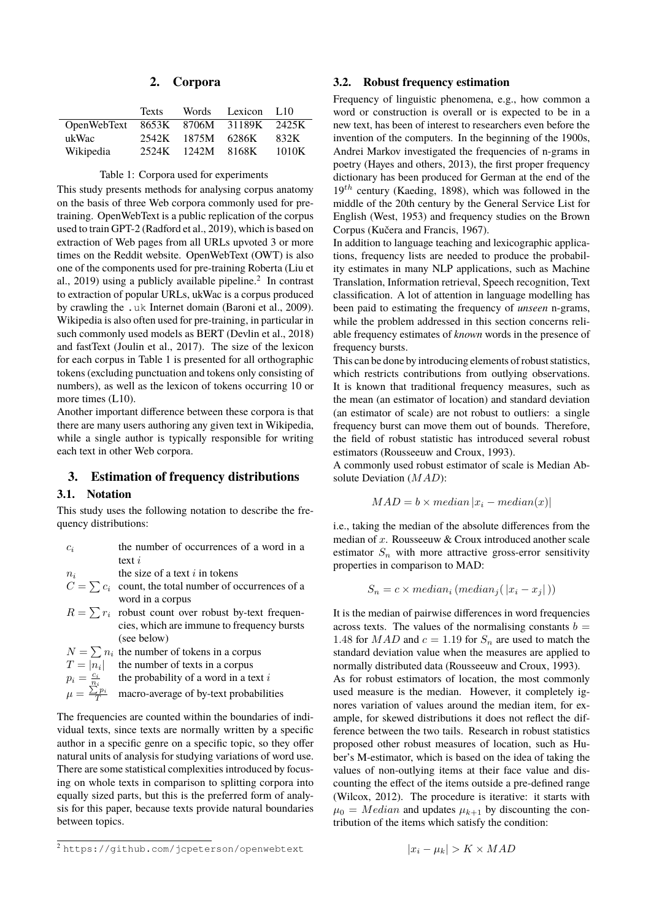## 2. Corpora

| | Texts | Words | Lexicon | L10 |
|---|---|---|---|---|
| OpenWebText | 8653K | 8706M | 31189K | 2425K |
| ukWac | 2542K | 1875M | 6286K | 832K |
| Wikipedia | 2524K | 1242M | 8168K | 1010K |

Table 1: Corpora used for experiments

This study presents methods for analysing corpus anatomy on the basis of three Web corpora commonly used for pretraining. OpenWebText is a public replication of the corpus used to train GPT-2 (Radford et al., 2019), which is based on extraction of Web pages from all URLs upvoted 3 or more times on the Reddit website. OpenWebText (OWT) is also one of the components used for pre-training Roberta (Liu et al., 2019) using a publicly available pipeline.[2] In contrast to extraction of popular URLs, ukWac is a corpus produced by crawling the `.uk` Internet domain (Baroni et al., 2009). Wikipedia is also often used for pre-training, in particular in such commonly used models as BERT (Devlin et al., 2018) and fastText (Joulin et al., 2017). The size of the lexicon for each corpus in Table 1 is presented for all orthographic tokens (excluding punctuation and tokens only consisting of numbers), as well as the lexicon of tokens occurring 10 or more times (L10).

Another important difference between these corpora is that there are many users authoring any given text in Wikipedia, while a single author is typically responsible for writing each text in other Web corpora.

## 3. Estimation of frequency distributions

### 3.1. Notation

This study uses the following notation to describe the frequency distributions:

| | |
|---|---|
| $c_i$ | the number of occurrences of a word in a text $i$ |
| $n_i$ | the size of a text $i$ in tokens |
| $C = \sum c_i$ | count, the total number of occurrences of a word in a corpus |
| $R = \sum r_i$ | robust count over robust by-text frequencies, which are immune to frequency bursts (see below) |
| $N = \sum n_i$ | the number of tokens in a corpus |
| $T = \|n_i\|$ | the number of texts in a corpus |
| $p_i = \frac{c_i}{n_i}$ | the probability of a word in a text $i$ |
| $\mu = \frac{\sum p_i}{T}$ | macro-average of by-text probabilities |

The frequencies are counted within the boundaries of individual texts, since texts are normally written by a specific author in a specific genre on a specific topic, so they offer natural units of analysis for studying variations of word use. There are some statistical complexities introduced by focusing on whole texts in comparison to splitting corpora into equally sized parts, but this is the preferred form of analysis for this paper, because texts provide natural boundaries between topics.

[2] https://github.com/jcpeterson/openwebtext

### 3.2. Robust frequency estimation

Frequency of linguistic phenomena, e.g., how common a word or construction is overall or is expected to be in a new text, has been of interest to researchers even before the invention of the computers. In the beginning of the 1900s, Andrei Markov investigated the frequencies of n-grams in poetry (Hayes and others, 2013), the first proper frequency dictionary has been produced for German at the end of the $19^{th}$ century (Kaeding, 1898), which was followed in the middle of the 20th century by the General Service List for English (West, 1953) and frequency studies on the Brown Corpus (Kučera and Francis, 1967).

In addition to language teaching and lexicographic applications, frequency lists are needed to produce the probability estimates in many NLP applications, such as Machine Translation, Information retrieval, Speech recognition, Text classification. A lot of attention in language modelling has been paid to estimating the frequency of *unseen* n-grams, while the problem addressed in this section concerns reliable frequency estimates of *known* words in the presence of frequency bursts.

This can be done by introducing elements of robust statistics, which restricts contributions from outlying observations. It is known that traditional frequency measures, such as the mean (an estimator of location) and standard deviation (an estimator of scale) are not robust to outliers: a single frequency burst can move them out of bounds. Therefore, the field of robust statistic has introduced several robust estimators (Rousseeuw and Croux, 1993).

A commonly used robust estimator of scale is Median Absolute Deviation ($MAD$):

$$MAD = b \times median\,|x_i - median(x)|$$

i.e., taking the median of the absolute differences from the median of $x$. Rousseeuw & Croux introduced another scale estimator $S_n$ with more attractive gross-error sensitivity properties in comparison to MAD:

$$S_n = c \times median_i\,(median_j(\,|x_i - x_j|\,))$$

It is the median of pairwise differences in word frequencies across texts. The values of the normalising constants $b = 1.48$ for $MAD$ and $c = 1.19$ for $S_n$ are used to match the standard deviation value when the measures are applied to normally distributed data (Rousseeuw and Croux, 1993).

As for robust estimators of location, the most commonly used measure is the median. However, it completely ignores variation of values around the median item, for example, for skewed distributions it does not reflect the difference between the two tails. Research in robust statistics proposed other robust measures of location, such as Huber's M-estimator, which is based on the idea of taking the values of non-outlying items at their face value and discounting the effect of the items outside a pre-defined range (Wilcox, 2012). The procedure is iterative: it starts with $\mu_0 = Median$ and updates $\mu_{k+1}$ by discounting the contribution of the items which satisfy the condition:

$$|x_i - \mu_k| > K \times MAD$$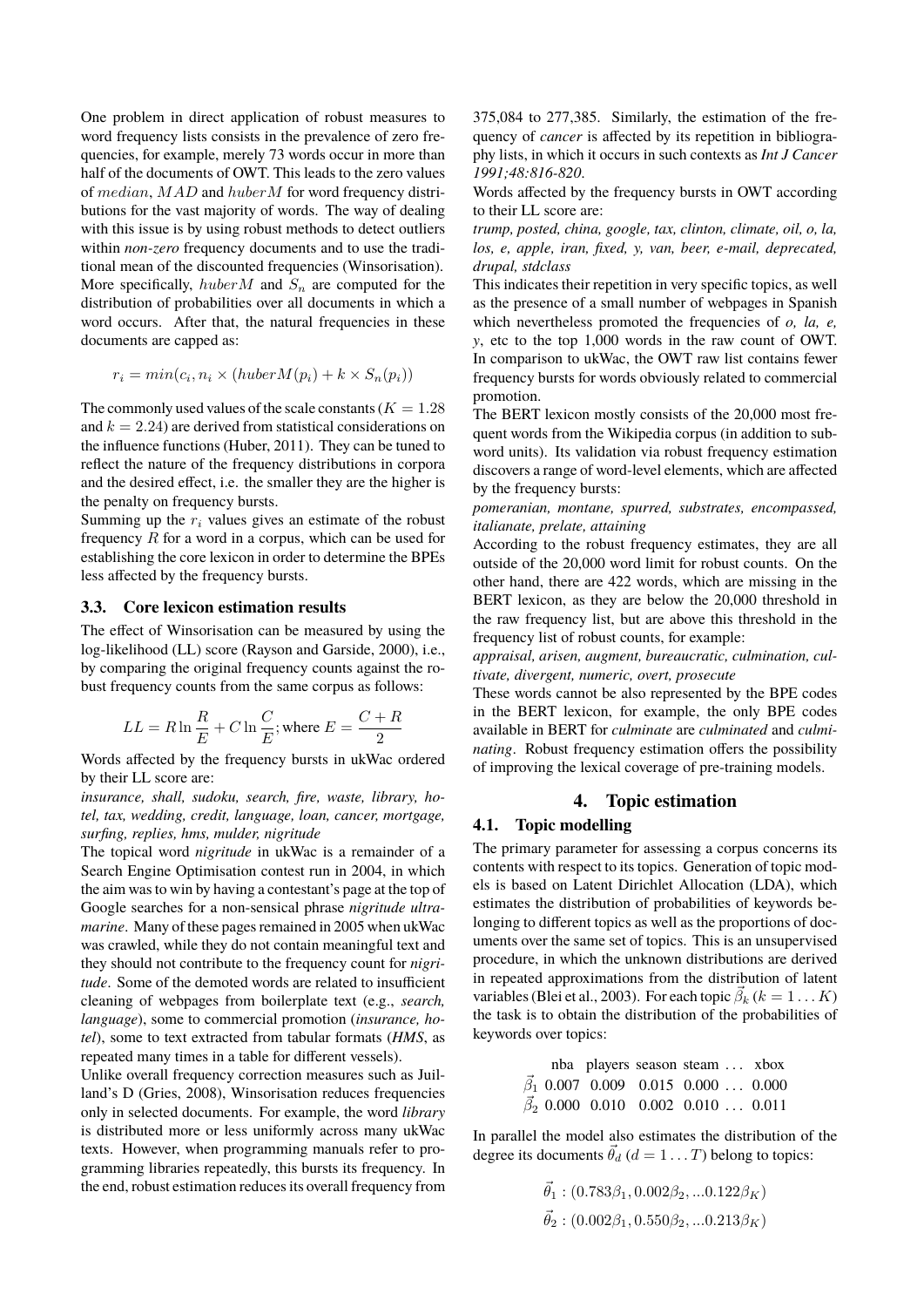One problem in direct application of robust measures to word frequency lists consists in the prevalence of zero frequencies, for example, merely 73 words occur in more than half of the documents of OWT. This leads to the zero values of $median$, $MAD$ and $huberM$ for word frequency distributions for the vast majority of words. The way of dealing with this issue is by using robust methods to detect outliers within *non-zero* frequency documents and to use the traditional mean of the discounted frequencies (Winsorisation). More specifically, $huberM$ and $S_n$ are computed for the distribution of probabilities over all documents in which a word occurs. After that, the natural frequencies in these documents are capped as:

$$r_i = min(c_i, n_i \times (huberM(p_i) + k \times S_n(p_i))$$

The commonly used values of the scale constants ($K = 1.28$ and $k = 2.24$) are derived from statistical considerations on the influence functions (Huber, 2011). They can be tuned to reflect the nature of the frequency distributions in corpora and the desired effect, i.e. the smaller they are the higher is the penalty on frequency bursts.

Summing up the $r_i$ values gives an estimate of the robust frequency $R$ for a word in a corpus, which can be used for establishing the core lexicon in order to determine the BPEs less affected by the frequency bursts.

### 3.3. Core lexicon estimation results

The effect of Winsorisation can be measured by using the log-likelihood (LL) score (Rayson and Garside, 2000), i.e., by comparing the original frequency counts against the robust frequency counts from the same corpus as follows:

$$LL = R \ln \frac{R}{E} + C \ln \frac{C}{E}; \text{where } E = \frac{C + R}{2}$$

Words affected by the frequency bursts in ukWac ordered by their LL score are:

*insurance, shall, sudoku, search, fire, waste, library, hotel, tax, wedding, credit, language, loan, cancer, mortgage, surfing, replies, hms, mulder, nigritude*

The topical word *nigritude* in ukWac is a remainder of a Search Engine Optimisation contest run in 2004, in which the aim was to win by having a contestant's page at the top of Google searches for a non-sensical phrase *nigritude ultramarine*. Many of these pages remained in 2005 when ukWac was crawled, while they do not contain meaningful text and they should not contribute to the frequency count for *nigritude*. Some of the demoted words are related to insufficient cleaning of webpages from boilerplate text (e.g., *search, language*), some to commercial promotion (*insurance, hotel*), some to text extracted from tabular formats (*HMS*, as repeated many times in a table for different vessels).

Unlike overall frequency correction measures such as Juilland's D (Gries, 2008), Winsorisation reduces frequencies only in selected documents. For example, the word *library* is distributed more or less uniformly across many ukWac texts. However, when programming manuals refer to programming libraries repeatedly, this bursts its frequency. In the end, robust estimation reduces its overall frequency from 375,084 to 277,385. Similarly, the estimation of the frequency of *cancer* is affected by its repetition in bibliography lists, in which it occurs in such contexts as *Int J Cancer 1991;48:816-820*.

Words affected by the frequency bursts in OWT according to their LL score are:

*trump, posted, china, google, tax, clinton, climate, oil, o, la, los, e, apple, iran, fixed, y, van, beer, e-mail, deprecated, drupal, stdclass*

This indicates their repetition in very specific topics, as well as the presence of a small number of webpages in Spanish which nevertheless promoted the frequencies of *o, la, e, y*, etc to the top 1,000 words in the raw count of OWT. In comparison to ukWac, the OWT raw list contains fewer frequency bursts for words obviously related to commercial promotion.

The BERT lexicon mostly consists of the 20,000 most frequent words from the Wikipedia corpus (in addition to subword units). Its validation via robust frequency estimation discovers a range of word-level elements, which are affected by the frequency bursts:

*pomeranian, montane, spurred, substrates, encompassed, italianate, prelate, attaining*

According to the robust frequency estimates, they are all outside of the 20,000 word limit for robust counts. On the other hand, there are 422 words, which are missing in the BERT lexicon, as they are below the 20,000 threshold in the raw frequency list, but are above this threshold in the frequency list of robust counts, for example:

*appraisal, arisen, augment, bureaucratic, culmination, cultivate, divergent, numeric, overt, prosecute*

These words cannot be also represented by the BPE codes in the BERT lexicon, for example, the only BPE codes available in BERT for *culminate* are *culminated* and *culminating*. Robust frequency estimation offers the possibility of improving the lexical coverage of pre-training models.

## 4. Topic estimation

### 4.1. Topic modelling

The primary parameter for assessing a corpus concerns its contents with respect to its topics. Generation of topic models is based on Latent Dirichlet Allocation (LDA), which estimates the distribution of probabilities of keywords belonging to different topics as well as the proportions of documents over the same set of topics. This is an unsupervised procedure, in which the unknown distributions are derived in repeated approximations from the distribution of latent variables (Blei et al., 2003). For each topic $\vec{\beta}_k$ ($k = 1 \ldots K$) the task is to obtain the distribution of the probabilities of keywords over topics:

| | nba | players | season | steam | ... | xbox |
|---|---|---|---|---|---|---|
| $\vec{\beta}_1$ | 0.007 | 0.009 | 0.015 | 0.000 | ... | 0.000 |
| $\vec{\beta}_2$ | 0.000 | 0.010 | 0.002 | 0.010 | ... | 0.011 |

In parallel the model also estimates the distribution of the degree its documents $\vec{\theta}_d$ ($d = 1 \ldots T$) belong to topics:

$$\vec{\theta}_1 : (0.783\beta_1, 0.002\beta_2, ...0.122\beta_K)$$

$$\vec{\theta}_2 : (0.002\beta_1, 0.550\beta_2, ...0.213\beta_K)$$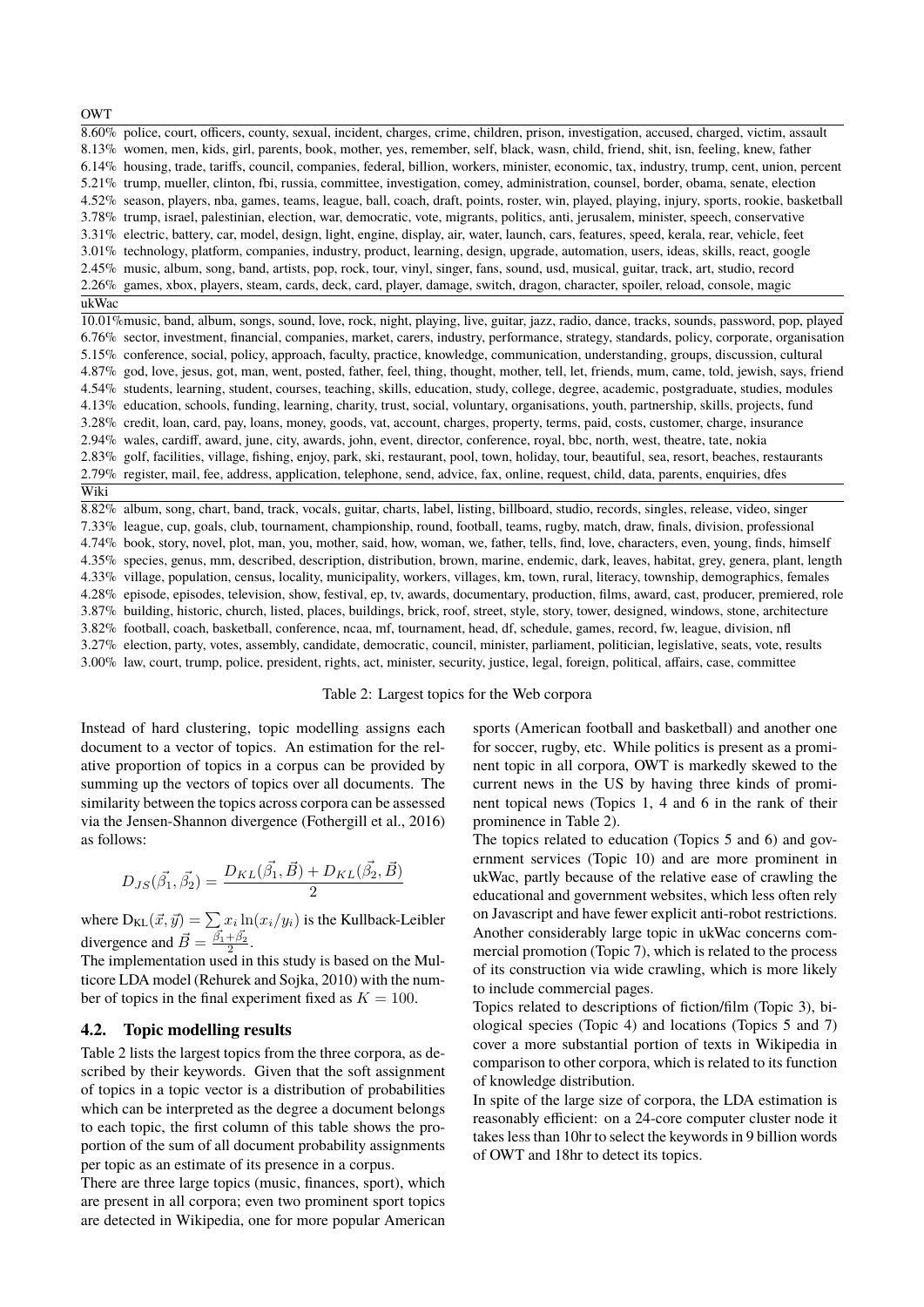| OWT | |
|---|---|
| 8.60% | police, court, officers, county, sexual, incident, charges, crime, children, prison, investigation, accused, charged, victim, assault |
| 8.13% | women, men, kids, girl, parents, book, mother, yes, remember, self, black, wasn, child, friend, shit, isn, feeling, knew, father |
| 6.14% | housing, trade, tariffs, council, companies, federal, billion, workers, minister, economic, tax, industry, trump, cent, union, percent |
| 5.21% | trump, mueller, clinton, fbi, russia, committee, investigation, comey, administration, counsel, border, obama, senate, election |
| 4.52% | season, players, nba, games, teams, league, ball, coach, draft, points, roster, win, played, playing, injury, sports, rookie, basketball |
| 3.78% | trump, israel, palestinian, election, war, democratic, vote, migrants, politics, anti, jerusalem, minister, speech, conservative |
| 3.31% | electric, battery, car, model, design, light, engine, display, air, water, launch, cars, features, speed, kerala, rear, vehicle, feet |
| 3.01% | technology, platform, companies, industry, product, learning, design, upgrade, automation, users, ideas, skills, react, google |
| 2.45% | music, album, song, band, artists, pop, rock, tour, vinyl, singer, fans, sound, usd, musical, guitar, track, art, studio, record |
| 2.26% | games, xbox, players, steam, cards, deck, card, player, damage, switch, dragon, character, spoiler, reload, console, magic |
| **ukWac** | |
| 10.01% | music, band, album, songs, sound, love, rock, night, playing, live, guitar, jazz, radio, dance, tracks, sounds, password, pop, played |
| 6.76% | sector, investment, financial, companies, market, carers, industry, performance, strategy, standards, policy, corporate, organisation |
| 5.15% | conference, social, policy, approach, faculty, practice, knowledge, communication, understanding, groups, discussion, cultural |
| 4.87% | god, love, jesus, got, man, went, posted, father, feel, thing, thought, mother, tell, let, friends, mum, came, told, jewish, says, friend |
| 4.54% | students, learning, student, courses, teaching, skills, education, study, college, degree, academic, postgraduate, studies, modules |
| 4.13% | education, schools, funding, learning, charity, trust, social, voluntary, organisations, youth, partnership, skills, projects, fund |
| 3.28% | credit, loan, card, pay, loans, money, goods, vat, account, charges, property, terms, paid, costs, customer, charge, insurance |
| 2.94% | wales, cardiff, award, june, city, awards, john, event, director, conference, royal, bbc, north, west, theatre, tate, nokia |
| 2.83% | golf, facilities, village, fishing, enjoy, park, ski, restaurant, pool, town, holiday, tour, beautiful, sea, resort, beaches, restaurants |
| 2.79% | register, mail, fee, address, application, telephone, send, advice, fax, online, request, child, data, parents, enquiries, dfes |
| **Wiki** | |
| 8.82% | album, song, chart, band, track, vocals, guitar, charts, label, listing, billboard, studio, records, singles, release, video, singer |
| 7.33% | league, cup, goals, club, tournament, championship, round, football, teams, rugby, match, draw, finals, division, professional |
| 4.74% | book, story, novel, plot, man, you, mother, said, how, woman, we, father, tells, find, love, characters, even, young, finds, himself |
| 4.35% | species, genus, mm, described, description, distribution, brown, marine, endemic, dark, leaves, habitat, grey, genera, plant, length |
| 4.33% | village, population, census, locality, municipality, workers, villages, km, town, rural, literacy, township, demographics, females |
| 4.28% | episode, episodes, television, show, festival, ep, tv, awards, documentary, production, films, award, cast, producer, premiered, role |
| 3.87% | building, historic, church, listed, places, buildings, brick, roof, street, style, story, tower, designed, windows, stone, architecture |
| 3.82% | football, coach, basketball, conference, ncaa, mf, tournament, head, df, schedule, games, record, fw, league, division, nfl |
| 3.27% | election, party, votes, assembly, candidate, democratic, council, minister, parliament, politician, legislative, seats, vote, results |
| 3.00% | law, court, trump, police, president, rights, act, minister, security, justice, legal, foreign, political, affairs, case, committee |

Table 2: Largest topics for the Web corpora

Instead of hard clustering, topic modelling assigns each document to a vector of topics. An estimation for the relative proportion of topics in a corpus can be provided by summing up the vectors of topics over all documents. The similarity between the topics across corpora can be assessed via the Jensen-Shannon divergence (Fothergill et al., 2016) as follows:

$$D_{JS}(\vec{\beta_1}, \vec{\beta_2}) = \frac{D_{KL}(\vec{\beta_1}, \vec{B}) + D_{KL}(\vec{\beta_2}, \vec{B})}{2}$$

where $D_{KL}(\vec{x}, \vec{y}) = \sum x_i \ln(x_i/y_i)$ is the Kullback-Leibler divergence and $\vec{B} = \frac{\vec{\beta_1}+\vec{\beta_2}}{2}$.

The implementation used in this study is based on the Multicore LDA model (Rehurek and Sojka, 2010) with the number of topics in the final experiment fixed as $K = 100$.

## 4.2. Topic modelling results

Table 2 lists the largest topics from the three corpora, as described by their keywords. Given that the soft assignment of topics in a topic vector is a distribution of probabilities which can be interpreted as the degree a document belongs to each topic, the first column of this table shows the proportion of the sum of all document probability assignments per topic as an estimate of its presence in a corpus.

There are three large topics (music, finances, sport), which are present in all corpora; even two prominent sport topics are detected in Wikipedia, one for more popular American sports (American football and basketball) and another one for soccer, rugby, etc. While politics is present as a prominent topic in all corpora, OWT is markedly skewed to the current news in the US by having three kinds of prominent topical news (Topics 1, 4 and 6 in the rank of their prominence in Table 2).

The topics related to education (Topics 5 and 6) and government services (Topic 10) and are more prominent in ukWac, partly because of the relative ease of crawling the educational and government websites, which less often rely on Javascript and have fewer explicit anti-robot restrictions. Another considerably large topic in ukWac concerns commercial promotion (Topic 7), which is related to the process of its construction via wide crawling, which is more likely to include commercial pages.

Topics related to descriptions of fiction/film (Topic 3), biological species (Topic 4) and locations (Topics 5 and 7) cover a more substantial portion of texts in Wikipedia in comparison to other corpora, which is related to its function of knowledge distribution.

In spite of the large size of corpora, the LDA estimation is reasonably efficient: on a 24-core computer cluster node it takes less than 10hr to select the keywords in 9 billion words of OWT and 18hr to detect its topics.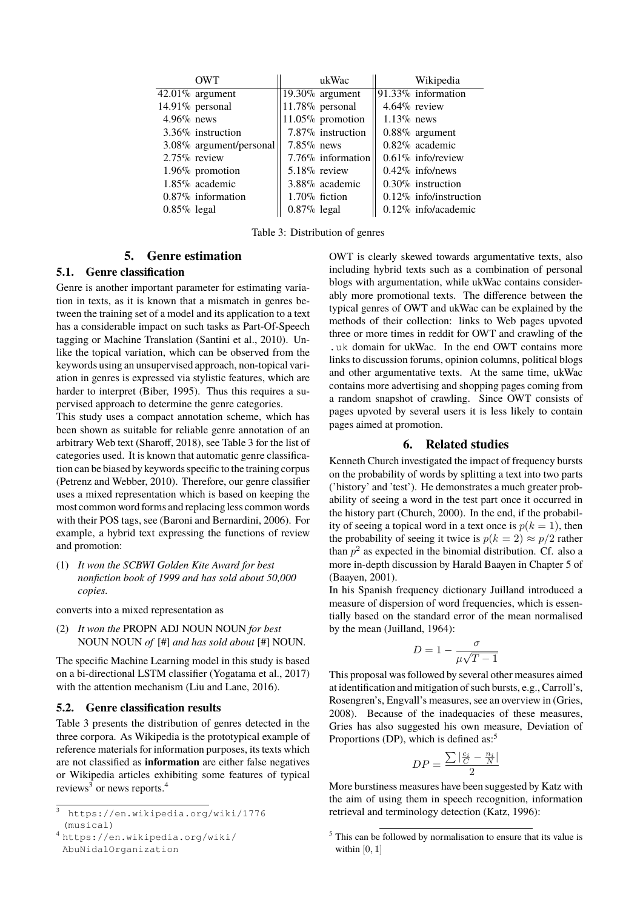| OWT | | ukWac | | Wikipedia | |
|---|---|---|---|---|---|
| 42.01% | argument | 19.30% | argument | 91.33% | information |
| 14.91% | personal | 11.78% | personal | 4.64% | review |
| 4.96% | news | 11.05% | promotion | 1.13% | news |
| 3.36% | instruction | 7.87% | instruction | 0.88% | argument |
| 3.08% | argument/personal | 7.85% | news | 0.82% | academic |
| 2.75% | review | 7.76% | information | 0.61% | info/review |
| 1.96% | promotion | 5.18% | review | 0.42% | info/news |
| 1.85% | academic | 3.88% | academic | 0.30% | instruction |
| 0.87% | information | 1.70% | fiction | 0.12% | info/instruction |
| 0.85% | legal | 0.87% | legal | 0.12% | info/academic |

Table 3: Distribution of genres

# 5. Genre estimation

## 5.1. Genre classification

Genre is another important parameter for estimating variation in texts, as it is known that a mismatch in genres between the training set of a model and its application to a text has a considerable impact on such tasks as Part-Of-Speech tagging or Machine Translation (Santini et al., 2010). Unlike the topical variation, which can be observed from the keywords using an unsupervised approach, non-topical variation in genres is expressed via stylistic features, which are harder to interpret (Biber, 1995). Thus this requires a supervised approach to determine the genre categories.

This study uses a compact annotation scheme, which has been shown as suitable for reliable genre annotation of an arbitrary Web text (Sharoff, 2018), see Table 3 for the list of categories used. It is known that automatic genre classification can be biased by keywords specific to the training corpus (Petrenz and Webber, 2010). Therefore, our genre classifier uses a mixed representation which is based on keeping the most common word forms and replacing less common words with their POS tags, see (Baroni and Bernardini, 2006). For example, a hybrid text expressing the functions of review and promotion:

(1) *It won the SCBWI Golden Kite Award for best nonfiction book of 1999 and has sold about 50,000 copies.*

converts into a mixed representation as

(2) *It won the* PROPN ADJ NOUN NOUN *for best* NOUN NOUN *of* [#] *and has sold about* [#] NOUN.

The specific Machine Learning model in this study is based on a bi-directional LSTM classifier (Yogatama et al., 2017) with the attention mechanism (Liu and Lane, 2016).

## 5.2. Genre classification results

Table 3 presents the distribution of genres detected in the three corpora. As Wikipedia is the prototypical example of reference materials for information purposes, its texts which are not classified as **information** are either false negatives or Wikipedia articles exhibiting some features of typical reviews[3] or news reports.[4]

OWT is clearly skewed towards argumentative texts, also including hybrid texts such as a combination of personal blogs with argumentation, while ukWac contains considerably more promotional texts. The difference between the typical genres of OWT and ukWac can be explained by the methods of their collection: links to Web pages upvoted three or more times in reddit for OWT and crawling of the `.uk` domain for ukWac. In the end OWT contains more links to discussion forums, opinion columns, political blogs and other argumentative texts. At the same time, ukWac contains more advertising and shopping pages coming from a random snapshot of crawling. Since OWT consists of pages upvoted by several users it is less likely to contain pages aimed at promotion.

# 6. Related studies

Kenneth Church investigated the impact of frequency bursts on the probability of words by splitting a text into two parts ('history' and 'test'). He demonstrates a much greater probability of seeing a word in the test part once it occurred in the history part (Church, 2000). In the end, if the probability of seeing a topical word in a text once is $p(k = 1)$, then the probability of seeing it twice is $p(k = 2) \approx p/2$ rather than $p^2$ as expected in the binomial distribution. Cf. also a more in-depth discussion by Harald Baayen in Chapter 5 of (Baayen, 2001).

In his Spanish frequency dictionary Juilland introduced a measure of dispersion of word frequencies, which is essentially based on the standard error of the mean normalised by the mean (Juilland, 1964):

$$D = 1 - \frac{\sigma}{\mu\sqrt{T-1}}$$

This proposal was followed by several other measures aimed at identification and mitigation of such bursts, e.g., Carroll's, Rosengren's, Engvall's measures, see an overview in (Gries, 2008). Because of the inadequacies of these measures, Gries has also suggested his own measure, Deviation of Proportions (DP), which is defined as:[5]

$$DP = \frac{\sum |\frac{c_i}{C} - \frac{n_i}{N}|}{2}$$

More burstiness measures have been suggested by Katz with the aim of using them in speech recognition, information retrieval and terminology detection (Katz, 1996):

---

[3] https://en.wikipedia.org/wiki/1776 (musical)

[4] https://en.wikipedia.org/wiki/AbuNidalOrganization

[5] This can be followed by normalisation to ensure that its value is within $[0, 1]$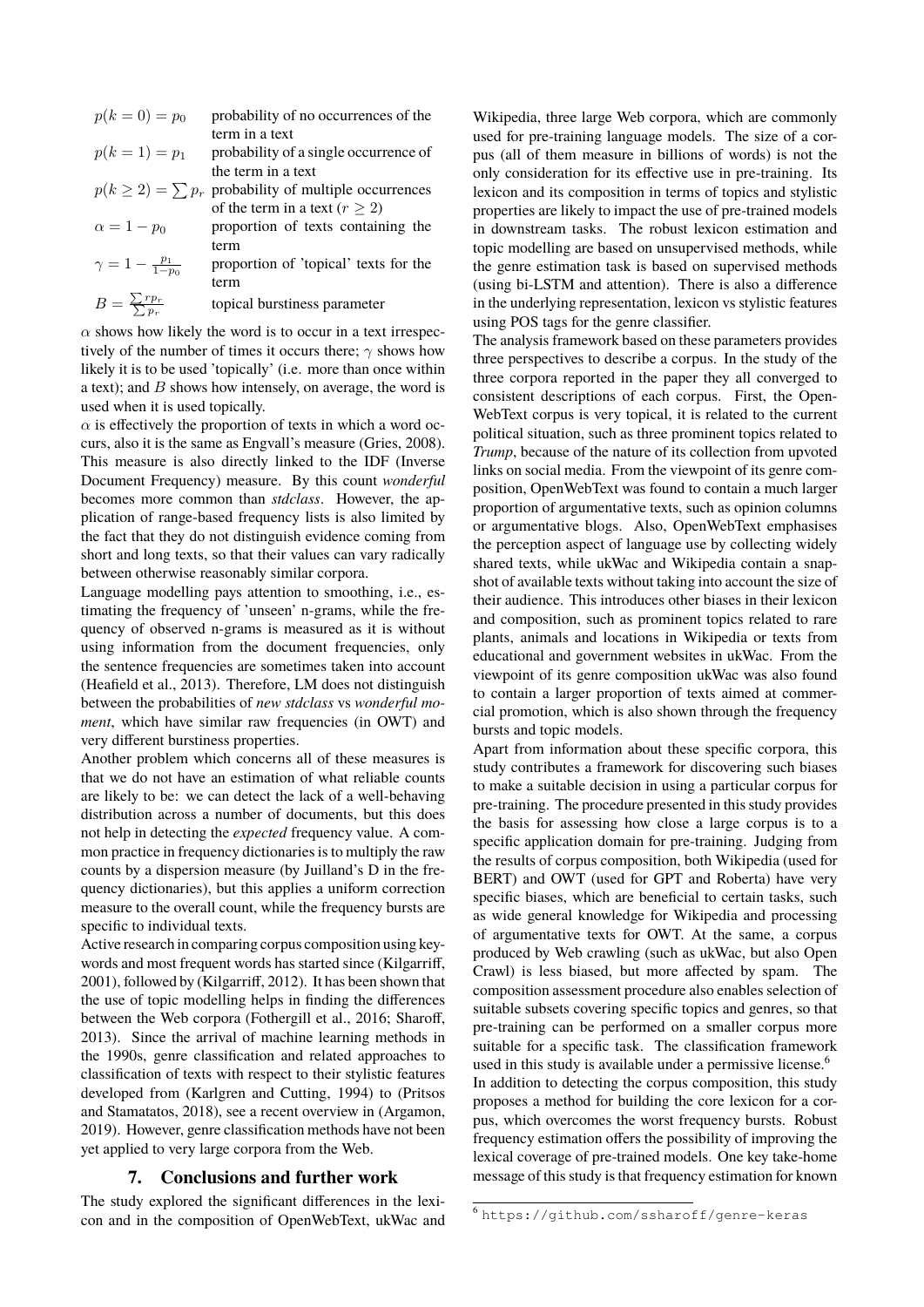| | |
|---|---|
| $p(k=0)=p_0$ | probability of no occurrences of the term in a text |
| $p(k=1)=p_1$ | probability of a single occurrence of the term in a text |
| $p(k \geq 2)=\sum p_r$ | probability of multiple occurrences of the term in a text ($r \geq 2$) |
| $\alpha = 1-p_0$ | proportion of texts containing the term |
| $\gamma = 1-\frac{p_1}{1-p_0}$ | proportion of 'topical' texts for the term |
| $B=\frac{\sum r p_r}{\sum p_r}$ | topical burstiness parameter |

$\alpha$ shows how likely the word is to occur in a text irrespectively of the number of times it occurs there; $\gamma$ shows how likely it is to be used 'topically' (i.e. more than once within a text); and $B$ shows how intensely, on average, the word is used when it is used topically.

$\alpha$ is effectively the proportion of texts in which a word occurs, also it is the same as Engvall's measure (Gries, 2008). This measure is also directly linked to the IDF (Inverse Document Frequency) measure. By this count *wonderful* becomes more common than *stdclass*. However, the application of range-based frequency lists is also limited by the fact that they do not distinguish evidence coming from short and long texts, so that their values can vary radically between otherwise reasonably similar corpora.

Language modelling pays attention to smoothing, i.e., estimating the frequency of 'unseen' n-grams, while the frequency of observed n-grams is measured as it is without using information from the document frequencies, only the sentence frequencies are sometimes taken into account (Heafield et al., 2013). Therefore, LM does not distinguish between the probabilities of *new stdclass* vs *wonderful moment*, which have similar raw frequencies (in OWT) and very different burstiness properties.

Another problem which concerns all of these measures is that we do not have an estimation of what reliable counts are likely to be: we can detect the lack of a well-behaving distribution across a number of documents, but this does not help in detecting the *expected* frequency value. A common practice in frequency dictionaries is to multiply the raw counts by a dispersion measure (by Juilland's D in the frequency dictionaries), but this applies a uniform correction measure to the overall count, while the frequency bursts are specific to individual texts.

Active research in comparing corpus composition using keywords and most frequent words has started since (Kilgarriff, 2001), followed by (Kilgarriff, 2012). It has been shown that the use of topic modelling helps in finding the differences between the Web corpora (Fothergill et al., 2016; Sharoff, 2013). Since the arrival of machine learning methods in the 1990s, genre classification and related approaches to classification of texts with respect to their stylistic features developed from (Karlgren and Cutting, 1994) to (Pritsos and Stamatatos, 2018), see a recent overview in (Argamon, 2019). However, genre classification methods have not been yet applied to very large corpora from the Web.

## 7. Conclusions and further work

The study explored the significant differences in the lexicon and in the composition of OpenWebText, ukWac and Wikipedia, three large Web corpora, which are commonly used for pre-training language models. The size of a corpus (all of them measure in billions of words) is not the only consideration for its effective use in pre-training. Its lexicon and its composition in terms of topics and stylistic properties are likely to impact the use of pre-trained models in downstream tasks. The robust lexicon estimation and topic modelling are based on unsupervised methods, while the genre estimation task is based on supervised methods (using bi-LSTM and attention). There is also a difference in the underlying representation, lexicon vs stylistic features using POS tags for the genre classifier.

The analysis framework based on these parameters provides three perspectives to describe a corpus. In the study of the three corpora reported in the paper they all converged to consistent descriptions of each corpus. First, the OpenWebText corpus is very topical, it is related to the current political situation, such as three prominent topics related to *Trump*, because of the nature of its collection from upvoted links on social media. From the viewpoint of its genre composition, OpenWebText was found to contain a much larger proportion of argumentative texts, such as opinion columns or argumentative blogs. Also, OpenWebText emphasises the perception aspect of language use by collecting widely shared texts, while ukWac and Wikipedia contain a snapshot of available texts without taking into account the size of their audience. This introduces other biases in their lexicon and composition, such as prominent topics related to rare plants, animals and locations in Wikipedia or texts from educational and government websites in ukWac. From the viewpoint of its genre composition ukWac was also found to contain a larger proportion of texts aimed at commercial promotion, which is also shown through the frequency bursts and topic models.

Apart from information about these specific corpora, this study contributes a framework for discovering such biases to make a suitable decision in using a particular corpus for pre-training. The procedure presented in this study provides the basis for assessing how close a large corpus is to a specific application domain for pre-training. Judging from the results of corpus composition, both Wikipedia (used for BERT) and OWT (used for GPT and Roberta) have very specific biases, which are beneficial to certain tasks, such as wide general knowledge for Wikipedia and processing of argumentative texts for OWT. At the same, a corpus produced by Web crawling (such as ukWac, but also Open Crawl) is less biased, but more affected by spam. The composition assessment procedure also enables selection of suitable subsets covering specific topics and genres, so that pre-training can be performed on a smaller corpus more suitable for a specific task. The classification framework used in this study is available under a permissive license.[6]

In addition to detecting the corpus composition, this study proposes a method for building the core lexicon for a corpus, which overcomes the worst frequency bursts. Robust frequency estimation offers the possibility of improving the lexical coverage of pre-trained models. One key take-home message of this study is that frequency estimation for known

[6] https://github.com/ssharoff/genre-keras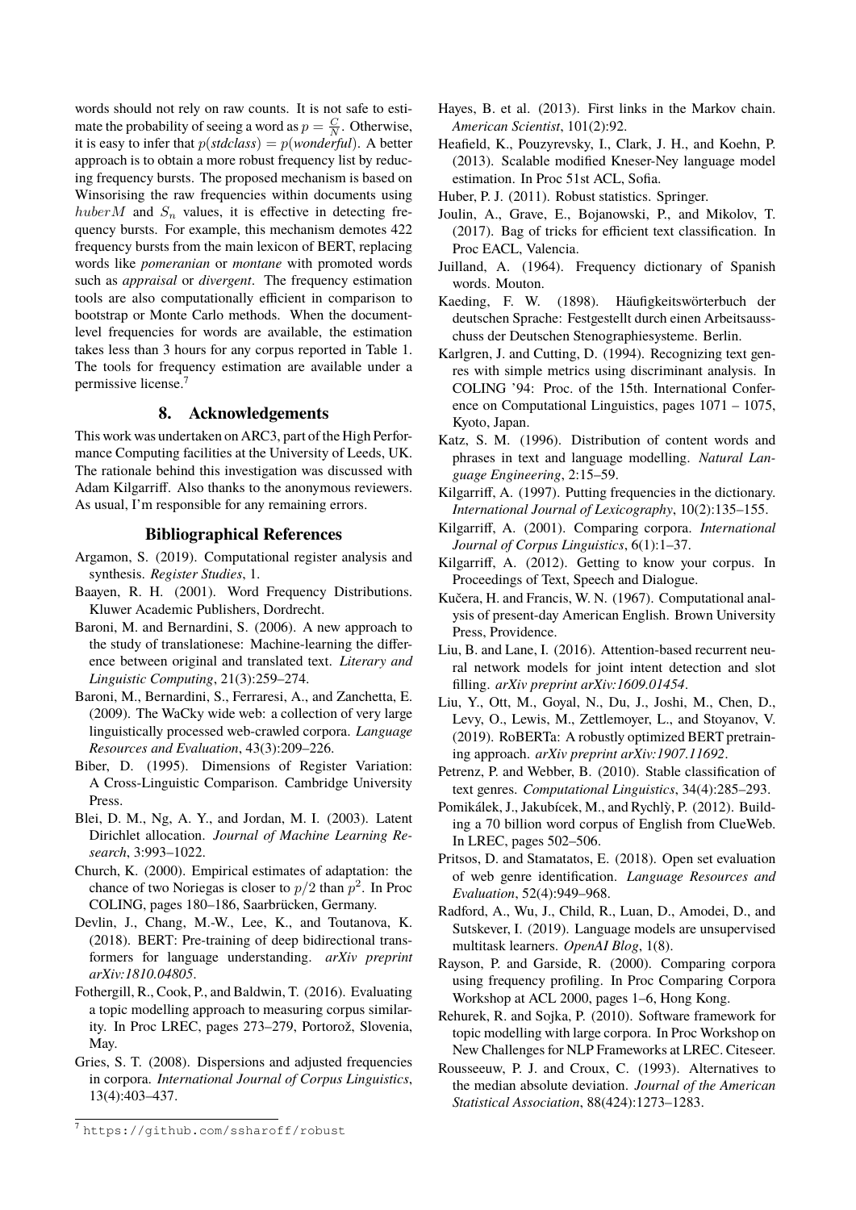words should not rely on raw counts. It is not safe to estimate the probability of seeing a word as $p = \frac{C}{N}$. Otherwise, it is easy to infer that $p(stdclass) = p(wonderful)$. A better approach is to obtain a more robust frequency list by reducing frequency bursts. The proposed mechanism is based on Winsorising the raw frequencies within documents using $huberM$ and $S_n$ values, it is effective in detecting frequency bursts. For example, this mechanism demotes 422 frequency bursts from the main lexicon of BERT, replacing words like *pomeranian* or *montane* with promoted words such as *appraisal* or *divergent*. The frequency estimation tools are also computationally efficient in comparison to bootstrap or Monte Carlo methods. When the document-level frequencies for words are available, the estimation takes less than 3 hours for any corpus reported in Table 1. The tools for frequency estimation are available under a permissive license.[7]

## 8. Acknowledgements

This work was undertaken on ARC3, part of the High Performance Computing facilities at the University of Leeds, UK. The rationale behind this investigation was discussed with Adam Kilgarriff. Also thanks to the anonymous reviewers. As usual, I'm responsible for any remaining errors.

## Bibliographical References

Argamon, S. (2019). Computational register analysis and synthesis. *Register Studies*, 1.

Baayen, R. H. (2001). Word Frequency Distributions. Kluwer Academic Publishers, Dordrecht.

Baroni, M. and Bernardini, S. (2006). A new approach to the study of translationese: Machine-learning the difference between original and translated text. *Literary and Linguistic Computing*, 21(3):259–274.

Baroni, M., Bernardini, S., Ferraresi, A., and Zanchetta, E. (2009). The WaCky wide web: a collection of very large linguistically processed web-crawled corpora. *Language Resources and Evaluation*, 43(3):209–226.

Biber, D. (1995). Dimensions of Register Variation: A Cross-Linguistic Comparison. Cambridge University Press.

Blei, D. M., Ng, A. Y., and Jordan, M. I. (2003). Latent Dirichlet allocation. *Journal of Machine Learning Research*, 3:993–1022.

Church, K. (2000). Empirical estimates of adaptation: the chance of two Noriegas is closer to $p/2$ than $p^2$. In Proc COLING, pages 180–186, Saarbrücken, Germany.

Devlin, J., Chang, M.-W., Lee, K., and Toutanova, K. (2018). BERT: Pre-training of deep bidirectional transformers for language understanding. *arXiv preprint arXiv:1810.04805*.

Fothergill, R., Cook, P., and Baldwin, T. (2016). Evaluating a topic modelling approach to measuring corpus similarity. In Proc LREC, pages 273–279, Portorož, Slovenia, May.

Gries, S. T. (2008). Dispersions and adjusted frequencies in corpora. *International Journal of Corpus Linguistics*, 13(4):403–437.

Hayes, B. et al. (2013). First links in the Markov chain. *American Scientist*, 101(2):92.

Heafield, K., Pouzyrevsky, I., Clark, J. H., and Koehn, P. (2013). Scalable modified Kneser-Ney language model estimation. In Proc 51st ACL, Sofia.

Huber, P. J. (2011). Robust statistics. Springer.

Joulin, A., Grave, E., Bojanowski, P., and Mikolov, T. (2017). Bag of tricks for efficient text classification. In Proc EACL, Valencia.

Juilland, A. (1964). Frequency dictionary of Spanish words. Mouton.

Kaeding, F. W. (1898). Häufigkeitswörterbuch der deutschen Sprache: Festgestellt durch einen Arbeitsausschuss der Deutschen Stenographiesysteme. Berlin.

Karlgren, J. and Cutting, D. (1994). Recognizing text genres with simple metrics using discriminant analysis. In COLING '94: Proc. of the 15th. International Conference on Computational Linguistics, pages 1071 – 1075, Kyoto, Japan.

Katz, S. M. (1996). Distribution of content words and phrases in text and language modelling. *Natural Language Engineering*, 2:15–59.

Kilgarriff, A. (1997). Putting frequencies in the dictionary. *International Journal of Lexicography*, 10(2):135–155.

Kilgarriff, A. (2001). Comparing corpora. *International Journal of Corpus Linguistics*, 6(1):1–37.

Kilgarriff, A. (2012). Getting to know your corpus. In Proceedings of Text, Speech and Dialogue.

Kučera, H. and Francis, W. N. (1967). Computational analysis of present-day American English. Brown University Press, Providence.

Liu, B. and Lane, I. (2016). Attention-based recurrent neural network models for joint intent detection and slot filling. *arXiv preprint arXiv:1609.01454*.

Liu, Y., Ott, M., Goyal, N., Du, J., Joshi, M., Chen, D., Levy, O., Lewis, M., Zettlemoyer, L., and Stoyanov, V. (2019). RoBERTa: A robustly optimized BERT pretraining approach. *arXiv preprint arXiv:1907.11692*.

Petrenz, P. and Webber, B. (2010). Stable classification of text genres. *Computational Linguistics*, 34(4):285–293.

Pomikálek, J., Jakubícek, M., and Rychlỳ, P. (2012). Building a 70 billion word corpus of English from ClueWeb. In LREC, pages 502–506.

Pritsos, D. and Stamatatos, E. (2018). Open set evaluation of web genre identification. *Language Resources and Evaluation*, 52(4):949–968.

Radford, A., Wu, J., Child, R., Luan, D., Amodei, D., and Sutskever, I. (2019). Language models are unsupervised multitask learners. *OpenAI Blog*, 1(8).

Rayson, P. and Garside, R. (2000). Comparing corpora using frequency profiling. In Proc Comparing Corpora Workshop at ACL 2000, pages 1–6, Hong Kong.

Rehurek, R. and Sojka, P. (2010). Software framework for topic modelling with large corpora. In Proc Workshop on New Challenges for NLP Frameworks at LREC. Citeseer.

Rousseeuw, P. J. and Croux, C. (1993). Alternatives to the median absolute deviation. *Journal of the American Statistical Association*, 88(424):1273–1283.

[7] https://github.com/ssharoff/robust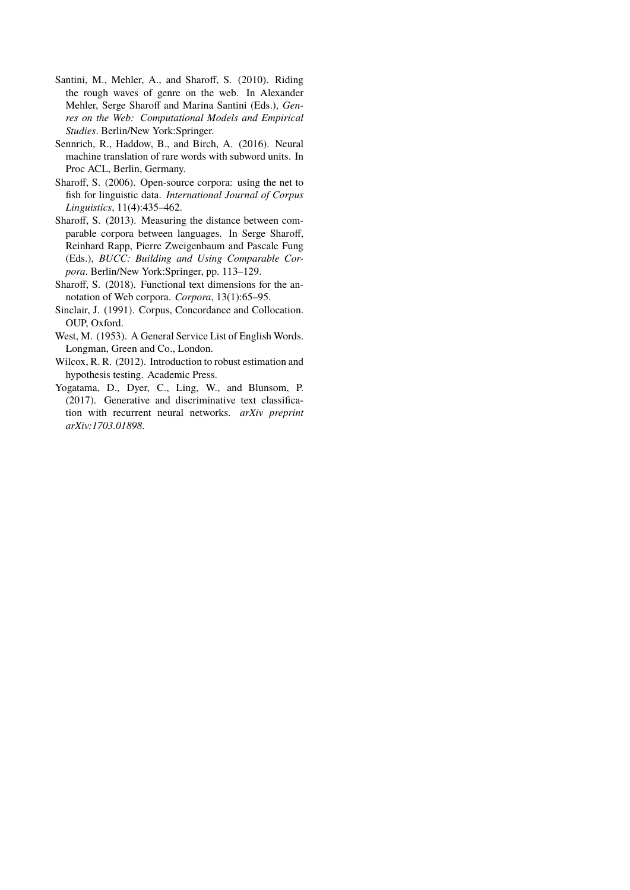Santini, M., Mehler, A., and Sharoff, S. (2010). Riding the rough waves of genre on the web. In Alexander Mehler, Serge Sharoff and Marina Santini (Eds.), *Genres on the Web: Computational Models and Empirical Studies*. Berlin/New York:Springer.

Sennrich, R., Haddow, B., and Birch, A. (2016). Neural machine translation of rare words with subword units. In Proc ACL, Berlin, Germany.

Sharoff, S. (2006). Open-source corpora: using the net to fish for linguistic data. *International Journal of Corpus Linguistics*, 11(4):435–462.

Sharoff, S. (2013). Measuring the distance between comparable corpora between languages. In Serge Sharoff, Reinhard Rapp, Pierre Zweigenbaum and Pascale Fung (Eds.), *BUCC: Building and Using Comparable Corpora*. Berlin/New York:Springer, pp. 113–129.

Sharoff, S. (2018). Functional text dimensions for the annotation of Web corpora. *Corpora*, 13(1):65–95.

Sinclair, J. (1991). Corpus, Concordance and Collocation. OUP, Oxford.

West, M. (1953). A General Service List of English Words. Longman, Green and Co., London.

Wilcox, R. R. (2012). Introduction to robust estimation and hypothesis testing. Academic Press.

Yogatama, D., Dyer, C., Ling, W., and Blunsom, P. (2017). Generative and discriminative text classification with recurrent neural networks. *arXiv preprint arXiv:1703.01898*.